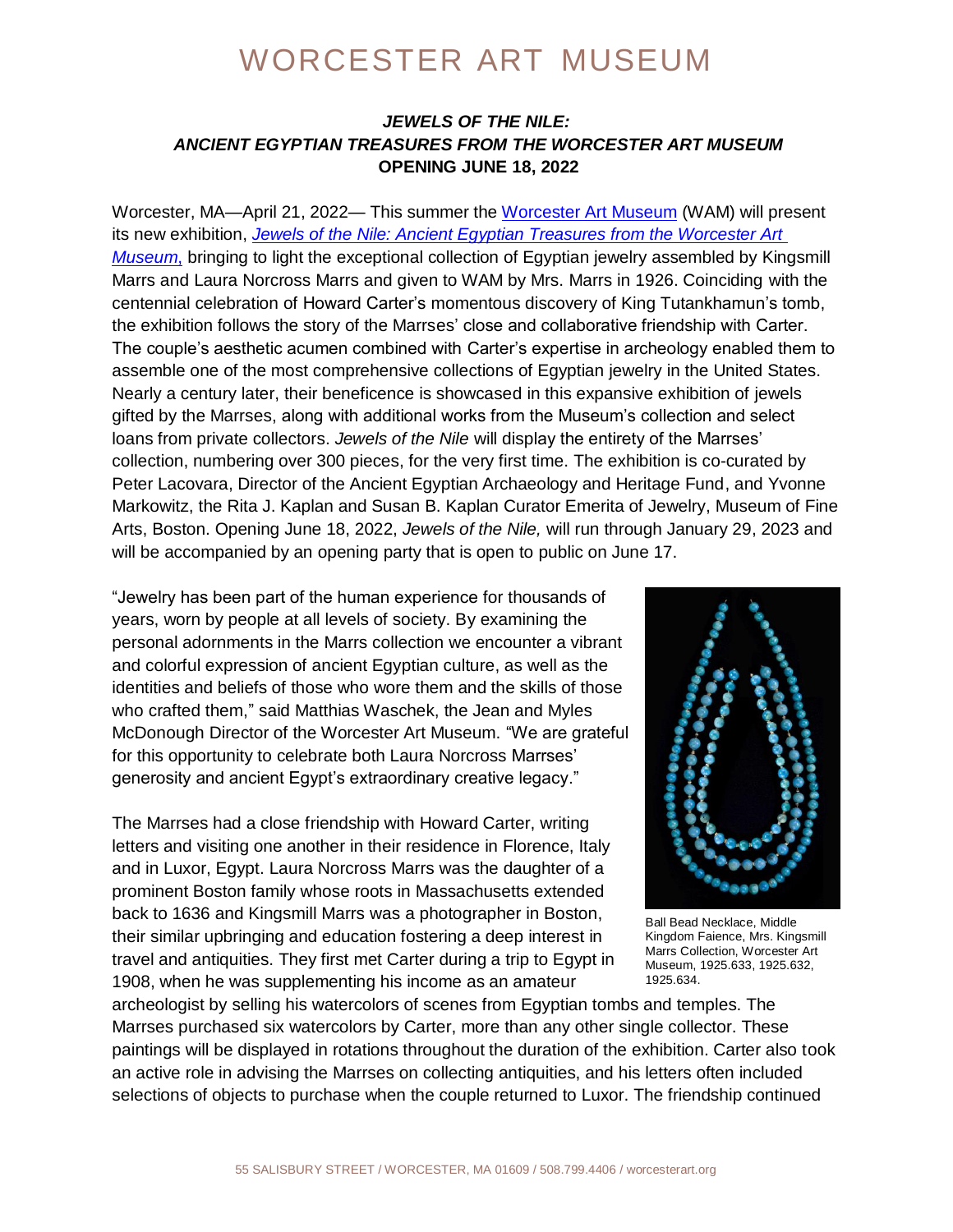# WORCESTER ART MUSEUM

***JEWELS OF THE NILE:***
***ANCIENT EGYPTIAN TREASURES FROM THE WORCESTER ART MUSEUM***
**OPENING JUNE 18, 2022**

Worcester, MA—April 21, 2022— This summer the Worcester Art Museum (WAM) will present its new exhibition, *Jewels of the Nile: Ancient Egyptian Treasures from the Worcester Art Museum,* bringing to light the exceptional collection of Egyptian jewelry assembled by Kingsmill Marrs and Laura Norcross Marrs and given to WAM by Mrs. Marrs in 1926. Coinciding with the centennial celebration of Howard Carter's momentous discovery of King Tutankhamun's tomb, the exhibition follows the story of the Marrses' close and collaborative friendship with Carter. The couple's aesthetic acumen combined with Carter's expertise in archeology enabled them to assemble one of the most comprehensive collections of Egyptian jewelry in the United States. Nearly a century later, their beneficence is showcased in this expansive exhibition of jewels gifted by the Marrses, along with additional works from the Museum's collection and select loans from private collectors. *Jewels of the Nile* will display the entirety of the Marrses' collection, numbering over 300 pieces, for the very first time. The exhibition is co-curated by Peter Lacovara, Director of the Ancient Egyptian Archaeology and Heritage Fund, and Yvonne Markowitz, the Rita J. Kaplan and Susan B. Kaplan Curator Emerita of Jewelry, Museum of Fine Arts, Boston. Opening June 18, 2022, *Jewels of the Nile,* will run through January 29, 2023 and will be accompanied by an opening party that is open to public on June 17.

"Jewelry has been part of the human experience for thousands of years, worn by people at all levels of society. By examining the personal adornments in the Marrs collection we encounter a vibrant and colorful expression of ancient Egyptian culture, as well as the identities and beliefs of those who wore them and the skills of those who crafted them," said Matthias Waschek, the Jean and Myles McDonough Director of the Worcester Art Museum. "We are grateful for this opportunity to celebrate both Laura Norcross Marrses' generosity and ancient Egypt's extraordinary creative legacy."

Ball Bead Necklace, Middle Kingdom Faience, Mrs. Kingsmill Marrs Collection, Worcester Art Museum, 1925.633, 1925.632, 1925.634.

The Marrses had a close friendship with Howard Carter, writing letters and visiting one another in their residence in Florence, Italy and in Luxor, Egypt. Laura Norcross Marrs was the daughter of a prominent Boston family whose roots in Massachusetts extended back to 1636 and Kingsmill Marrs was a photographer in Boston, their similar upbringing and education fostering a deep interest in travel and antiquities. They first met Carter during a trip to Egypt in 1908, when he was supplementing his income as an amateur archeologist by selling his watercolors of scenes from Egyptian tombs and temples. The Marrses purchased six watercolors by Carter, more than any other single collector. These paintings will be displayed in rotations throughout the duration of the exhibition. Carter also took an active role in advising the Marrses on collecting antiquities, and his letters often included selections of objects to purchase when the couple returned to Luxor. The friendship continued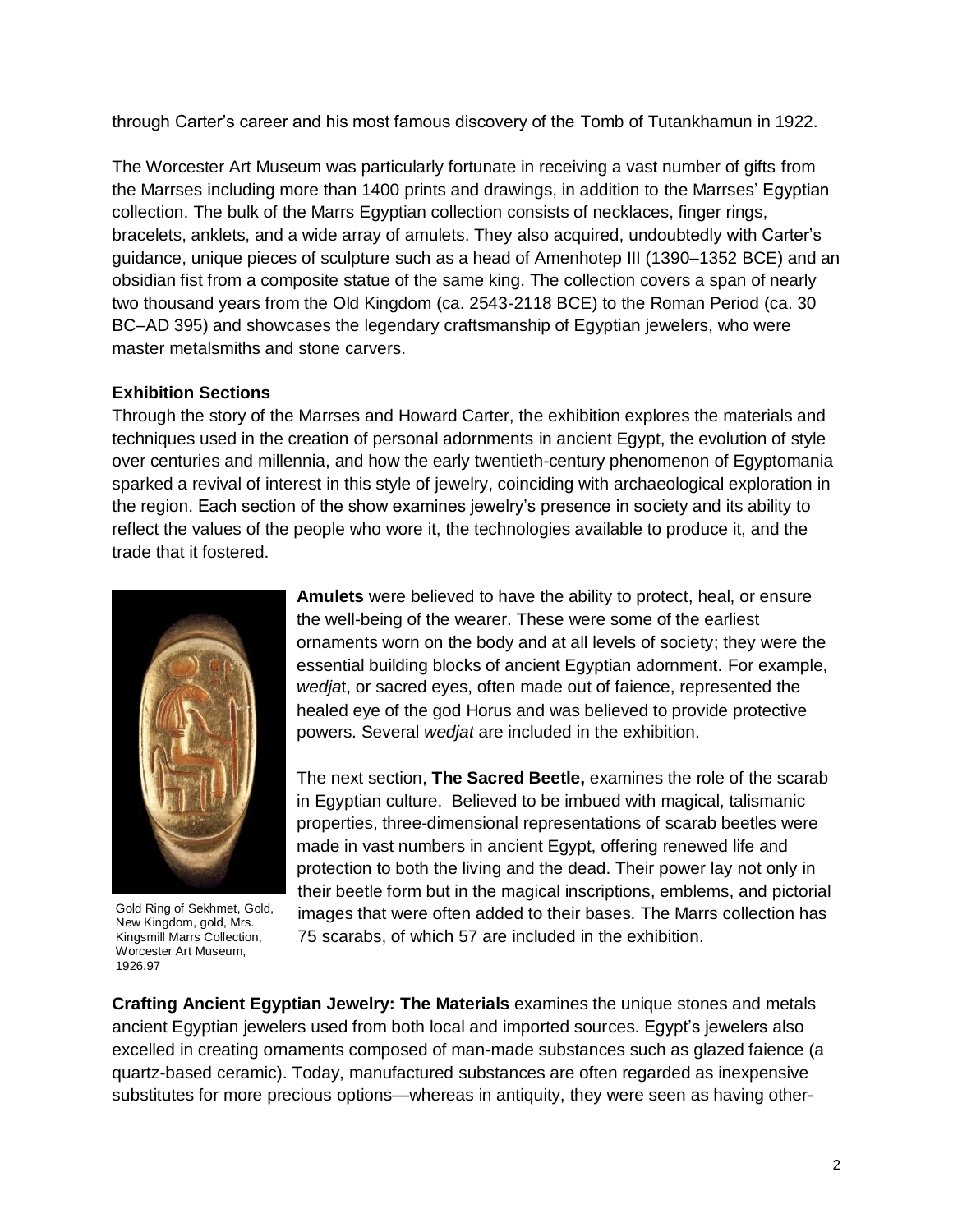through Carter's career and his most famous discovery of the Tomb of Tutankhamun in 1922.

The Worcester Art Museum was particularly fortunate in receiving a vast number of gifts from the Marrses including more than 1400 prints and drawings, in addition to the Marrses' Egyptian collection. The bulk of the Marrs Egyptian collection consists of necklaces, finger rings, bracelets, anklets, and a wide array of amulets. They also acquired, undoubtedly with Carter's guidance, unique pieces of sculpture such as a head of Amenhotep III (1390–1352 BCE) and an obsidian fist from a composite statue of the same king. The collection covers a span of nearly two thousand years from the Old Kingdom (ca. 2543-2118 BCE) to the Roman Period (ca. 30 BC–AD 395) and showcases the legendary craftsmanship of Egyptian jewelers, who were master metalsmiths and stone carvers.

**Exhibition Sections**

Through the story of the Marrses and Howard Carter, the exhibition explores the materials and techniques used in the creation of personal adornments in ancient Egypt, the evolution of style over centuries and millennia, and how the early twentieth-century phenomenon of Egyptomania sparked a revival of interest in this style of jewelry, coinciding with archaeological exploration in the region. Each section of the show examines jewelry's presence in society and its ability to reflect the values of the people who wore it, the technologies available to produce it, and the trade that it fostered.

Gold Ring of Sekhmet, Gold, New Kingdom, gold, Mrs. Kingsmill Marrs Collection, Worcester Art Museum, 1926.97

**Amulets** were believed to have the ability to protect, heal, or ensure the well-being of the wearer. These were some of the earliest ornaments worn on the body and at all levels of society; they were the essential building blocks of ancient Egyptian adornment. For example, *wedja*t, or sacred eyes, often made out of faience, represented the healed eye of the god Horus and was believed to provide protective powers. Several *wedjat* are included in the exhibition.

The next section, **The Sacred Beetle,** examines the role of the scarab in Egyptian culture. Believed to be imbued with magical, talismanic properties, three-dimensional representations of scarab beetles were made in vast numbers in ancient Egypt, offering renewed life and protection to both the living and the dead. Their power lay not only in their beetle form but in the magical inscriptions, emblems, and pictorial images that were often added to their bases. The Marrs collection has 75 scarabs, of which 57 are included in the exhibition.

**Crafting Ancient Egyptian Jewelry: The Materials** examines the unique stones and metals ancient Egyptian jewelers used from both local and imported sources. Egypt's jewelers also excelled in creating ornaments composed of man-made substances such as glazed faience (a quartz-based ceramic). Today, manufactured substances are often regarded as inexpensive substitutes for more precious options—whereas in antiquity, they were seen as having other-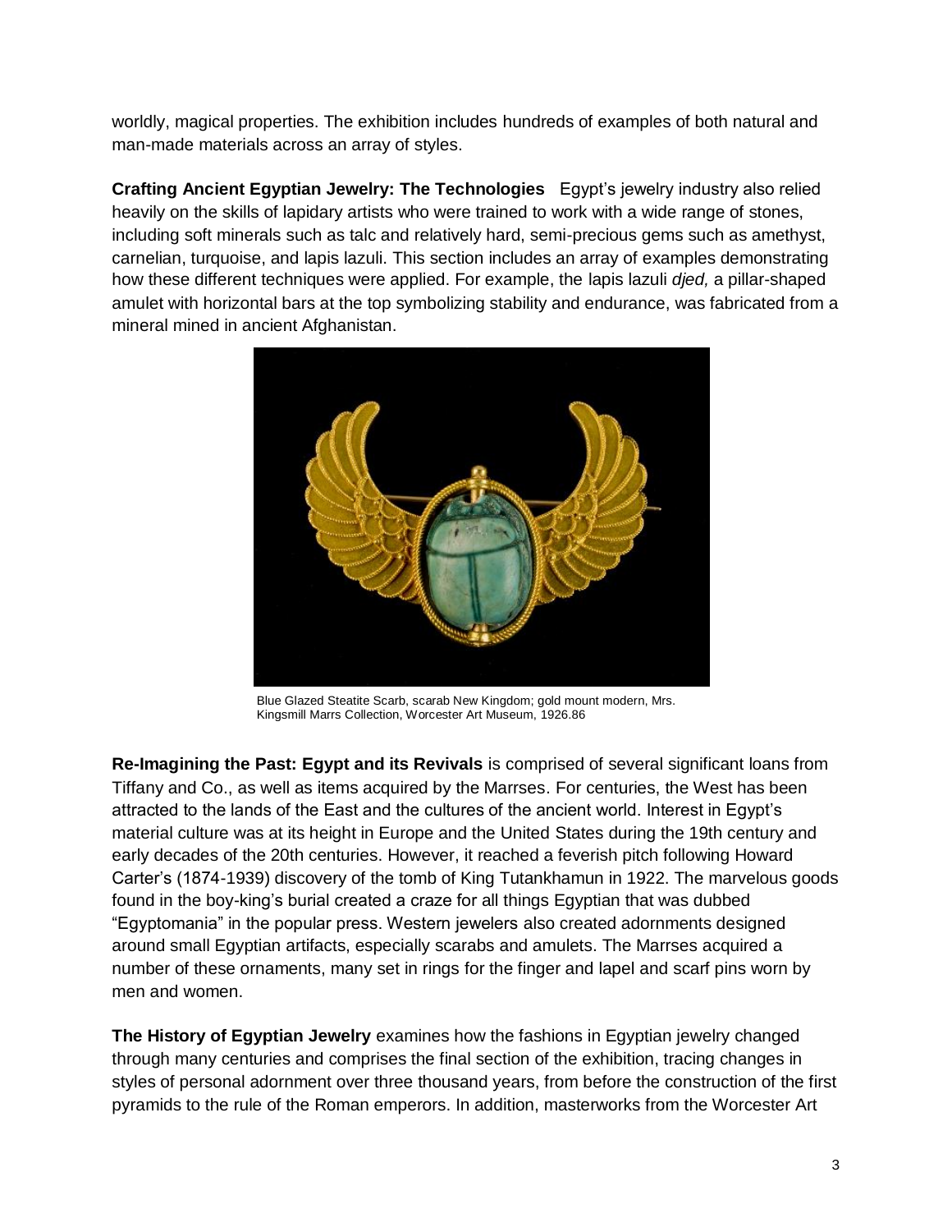worldly, magical properties. The exhibition includes hundreds of examples of both natural and man-made materials across an array of styles.

**Crafting Ancient Egyptian Jewelry: The Technologies** Egypt's jewelry industry also relied heavily on the skills of lapidary artists who were trained to work with a wide range of stones, including soft minerals such as talc and relatively hard, semi-precious gems such as amethyst, carnelian, turquoise, and lapis lazuli. This section includes an array of examples demonstrating how these different techniques were applied. For example, the lapis lazuli *djed,* a pillar-shaped amulet with horizontal bars at the top symbolizing stability and endurance, was fabricated from a mineral mined in ancient Afghanistan.

Blue Glazed Steatite Scarb, scarab New Kingdom; gold mount modern, Mrs. Kingsmill Marrs Collection, Worcester Art Museum, 1926.86

**Re-Imagining the Past: Egypt and its Revivals** is comprised of several significant loans from Tiffany and Co., as well as items acquired by the Marrses. For centuries, the West has been attracted to the lands of the East and the cultures of the ancient world. Interest in Egypt's material culture was at its height in Europe and the United States during the 19th century and early decades of the 20th centuries. However, it reached a feverish pitch following Howard Carter's (1874-1939) discovery of the tomb of King Tutankhamun in 1922. The marvelous goods found in the boy-king's burial created a craze for all things Egyptian that was dubbed "Egyptomania" in the popular press. Western jewelers also created adornments designed around small Egyptian artifacts, especially scarabs and amulets. The Marrses acquired a number of these ornaments, many set in rings for the finger and lapel and scarf pins worn by men and women.

**The History of Egyptian Jewelry** examines how the fashions in Egyptian jewelry changed through many centuries and comprises the final section of the exhibition, tracing changes in styles of personal adornment over three thousand years, from before the construction of the first pyramids to the rule of the Roman emperors. In addition, masterworks from the Worcester Art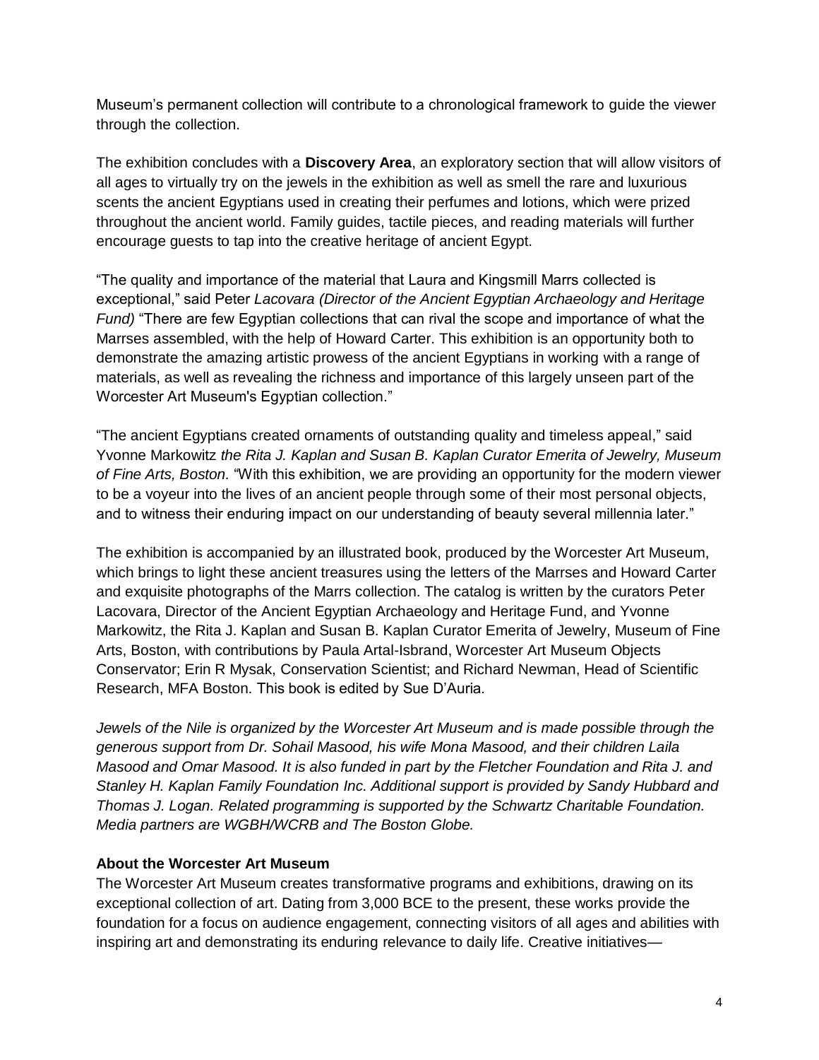Museum's permanent collection will contribute to a chronological framework to guide the viewer through the collection.

The exhibition concludes with a **Discovery Area**, an exploratory section that will allow visitors of all ages to virtually try on the jewels in the exhibition as well as smell the rare and luxurious scents the ancient Egyptians used in creating their perfumes and lotions, which were prized throughout the ancient world. Family guides, tactile pieces, and reading materials will further encourage guests to tap into the creative heritage of ancient Egypt.

"The quality and importance of the material that Laura and Kingsmill Marrs collected is exceptional," said Peter *Lacovara (Director of the Ancient Egyptian Archaeology and Heritage Fund)* "There are few Egyptian collections that can rival the scope and importance of what the Marrses assembled, with the help of Howard Carter. This exhibition is an opportunity both to demonstrate the amazing artistic prowess of the ancient Egyptians in working with a range of materials, as well as revealing the richness and importance of this largely unseen part of the Worcester Art Museum's Egyptian collection."

"The ancient Egyptians created ornaments of outstanding quality and timeless appeal," said Yvonne Markowitz *the Rita J. Kaplan and Susan B. Kaplan Curator Emerita of Jewelry, Museum of Fine Arts, Boston.* "With this exhibition, we are providing an opportunity for the modern viewer to be a voyeur into the lives of an ancient people through some of their most personal objects, and to witness their enduring impact on our understanding of beauty several millennia later."

The exhibition is accompanied by an illustrated book, produced by the Worcester Art Museum, which brings to light these ancient treasures using the letters of the Marrses and Howard Carter and exquisite photographs of the Marrs collection. The catalog is written by the curators Peter Lacovara, Director of the Ancient Egyptian Archaeology and Heritage Fund, and Yvonne Markowitz, the Rita J. Kaplan and Susan B. Kaplan Curator Emerita of Jewelry, Museum of Fine Arts, Boston, with contributions by Paula Artal-Isbrand, Worcester Art Museum Objects Conservator; Erin R Mysak, Conservation Scientist; and Richard Newman, Head of Scientific Research, MFA Boston. This book is edited by Sue D'Auria.

*Jewels of the Nile is organized by the Worcester Art Museum and is made possible through the generous support from Dr. Sohail Masood, his wife Mona Masood, and their children Laila Masood and Omar Masood. It is also funded in part by the Fletcher Foundation and Rita J. and Stanley H. Kaplan Family Foundation Inc. Additional support is provided by Sandy Hubbard and Thomas J. Logan. Related programming is supported by the Schwartz Charitable Foundation. Media partners are WGBH/WCRB and The Boston Globe.*

**About the Worcester Art Museum**

The Worcester Art Museum creates transformative programs and exhibitions, drawing on its exceptional collection of art. Dating from 3,000 BCE to the present, these works provide the foundation for a focus on audience engagement, connecting visitors of all ages and abilities with inspiring art and demonstrating its enduring relevance to daily life. Creative initiatives—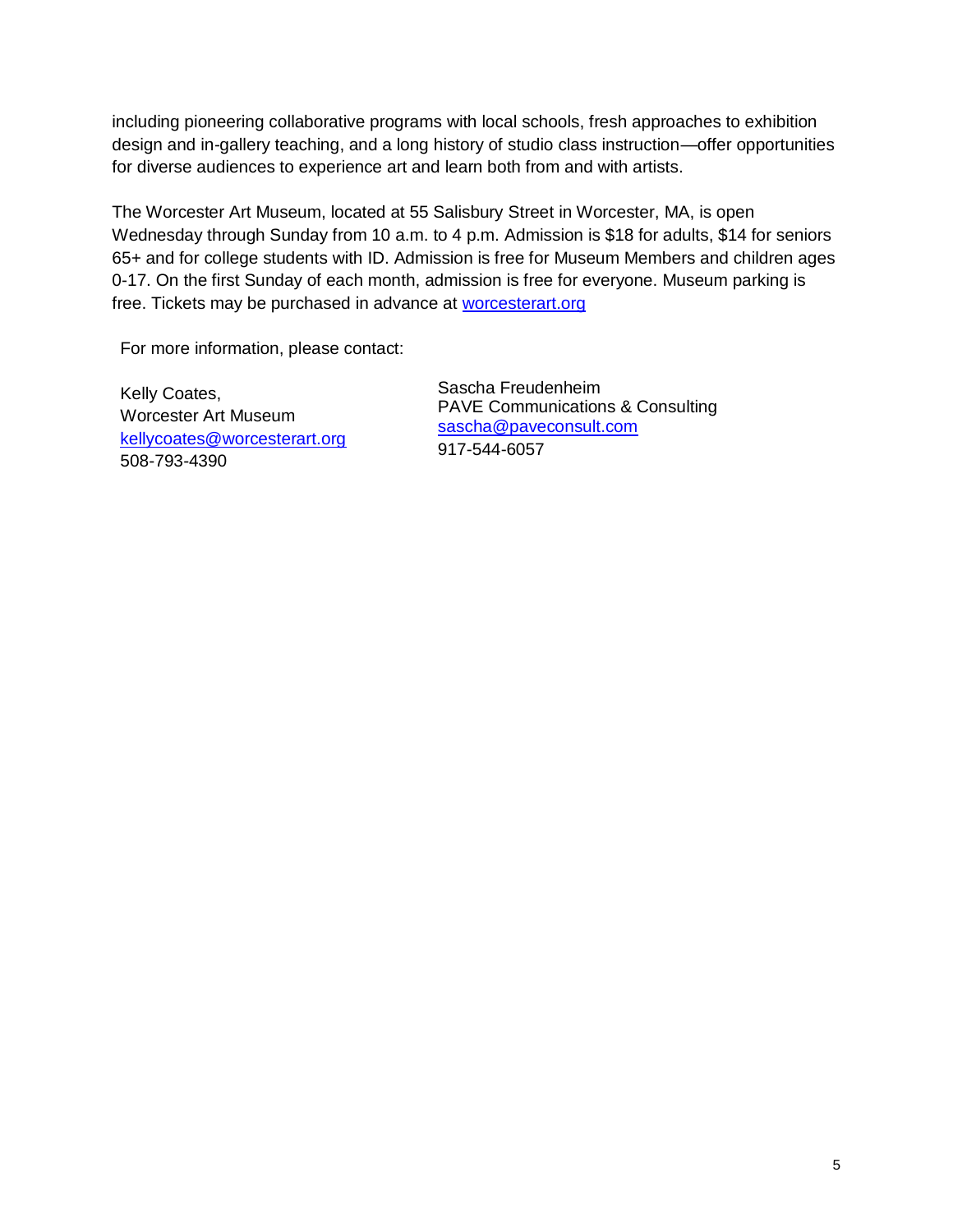including pioneering collaborative programs with local schools, fresh approaches to exhibition design and in-gallery teaching, and a long history of studio class instruction—offer opportunities for diverse audiences to experience art and learn both from and with artists.

The Worcester Art Museum, located at 55 Salisbury Street in Worcester, MA, is open Wednesday through Sunday from 10 a.m. to 4 p.m. Admission is $18 for adults, $14 for seniors 65+ and for college students with ID. Admission is free for Museum Members and children ages 0-17. On the first Sunday of each month, admission is free for everyone. Museum parking is free. Tickets may be purchased in advance at [worcesterart.org](worcesterart.org)

For more information, please contact:

Kelly Coates,
Worcester Art Museum
[kellycoates@worcesterart.org](mailto:kellycoates@worcesterart.org)
508-793-4390

Sascha Freudenheim
PAVE Communications & Consulting
[sascha@paveconsult.com](mailto:sascha@paveconsult.com)
917-544-6057